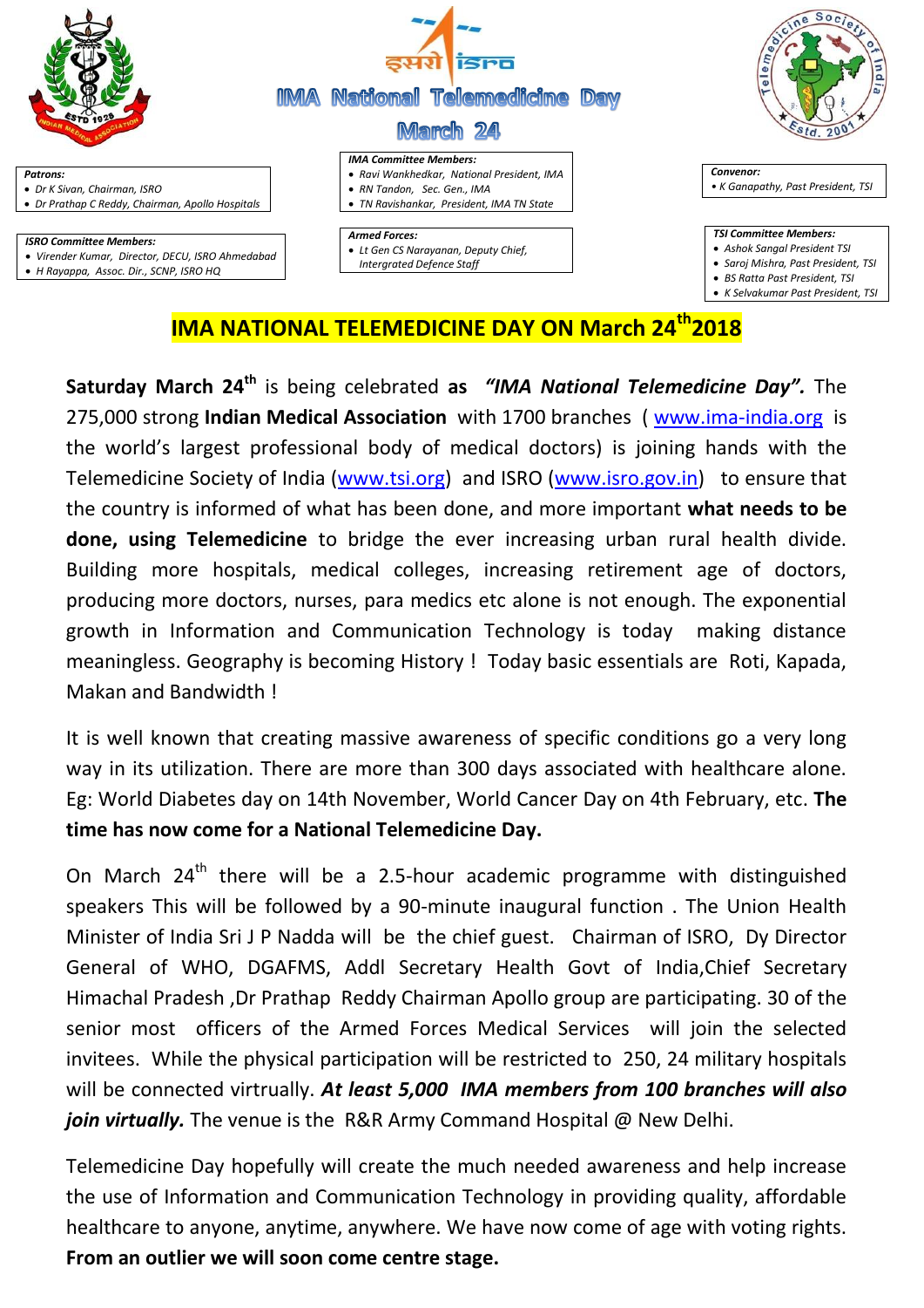इसरो isro

# IMA National Telemedicine Day

## March 24

**Patrons:**
- Dr K Sivan, Chairman, ISRO
- Dr Prathap C Reddy, Chairman, Apollo Hospitals

**IMA Committee Members:**
- Ravi Wankhedkar, National President, IMA
- RN Tandon, Sec. Gen., IMA
- TN Ravishankar, President, IMA TN State

**Convenor:**
- K Ganapathy, Past President, TSI

**ISRO Committee Members:**
- Virender Kumar, Director, DECU, ISRO Ahmedabad
- H Rayappa, Assoc. Dir., SCNP, ISRO HQ

**Armed Forces:**
- Lt Gen CS Narayanan, Deputy Chief, Intergrated Defence Staff

**TSI Committee Members:**
- Ashok Sangal Past President TSI
- Saroj Mishra, Past President, TSI
- BS Ratta Past President, TSI
- K Selvakumar Past President, TSI

## IMA NATIONAL TELEMEDICINE DAY ON March 24th 2018

**Saturday March 24th** is being celebrated **as** ***"IMA National Telemedicine Day".*** The 275,000 strong **Indian Medical Association** with 1700 branches ( www.ima-india.org is the world's largest professional body of medical doctors) is joining hands with the Telemedicine Society of India (www.tsi.org) and ISRO (www.isro.gov.in) to ensure that the country is informed of what has been done, and more important **what needs to be done, using Telemedicine** to bridge the ever increasing urban rural health divide. Building more hospitals, medical colleges, increasing retirement age of doctors, producing more doctors, nurses, para medics etc alone is not enough. The exponential growth in Information and Communication Technology is today making distance meaningless. Geography is becoming History ! Today basic essentials are Roti, Kapada, Makan and Bandwidth !

It is well known that creating massive awareness of specific conditions go a very long way in its utilization. There are more than 300 days associated with healthcare alone. Eg: World Diabetes day on 14th November, World Cancer Day on 4th February, etc. **The time has now come for a National Telemedicine Day.**

On March 24th there will be a 2.5-hour academic programme with distinguished speakers This will be followed by a 90-minute inaugural function . The Union Health Minister of India Sri J P Nadda will be the chief guest. Chairman of ISRO, Dy Director General of WHO, DGAFMS, Addl Secretary Health Govt of India,Chief Secretary Himachal Pradesh ,Dr Prathap Reddy Chairman Apollo group are participating. 30 of the senior most officers of the Armed Forces Medical Services will join the selected invitees. While the physical participation will be restricted to 250, 24 military hospitals will be connected virtrually. ***At least 5,000 IMA members from 100 branches will also join virtually.*** The venue is the R&R Army Command Hospital @ New Delhi.

Telemedicine Day hopefully will create the much needed awareness and help increase the use of Information and Communication Technology in providing quality, affordable healthcare to anyone, anytime, anywhere. We have now come of age with voting rights. **From an outlier we will soon come centre stage.**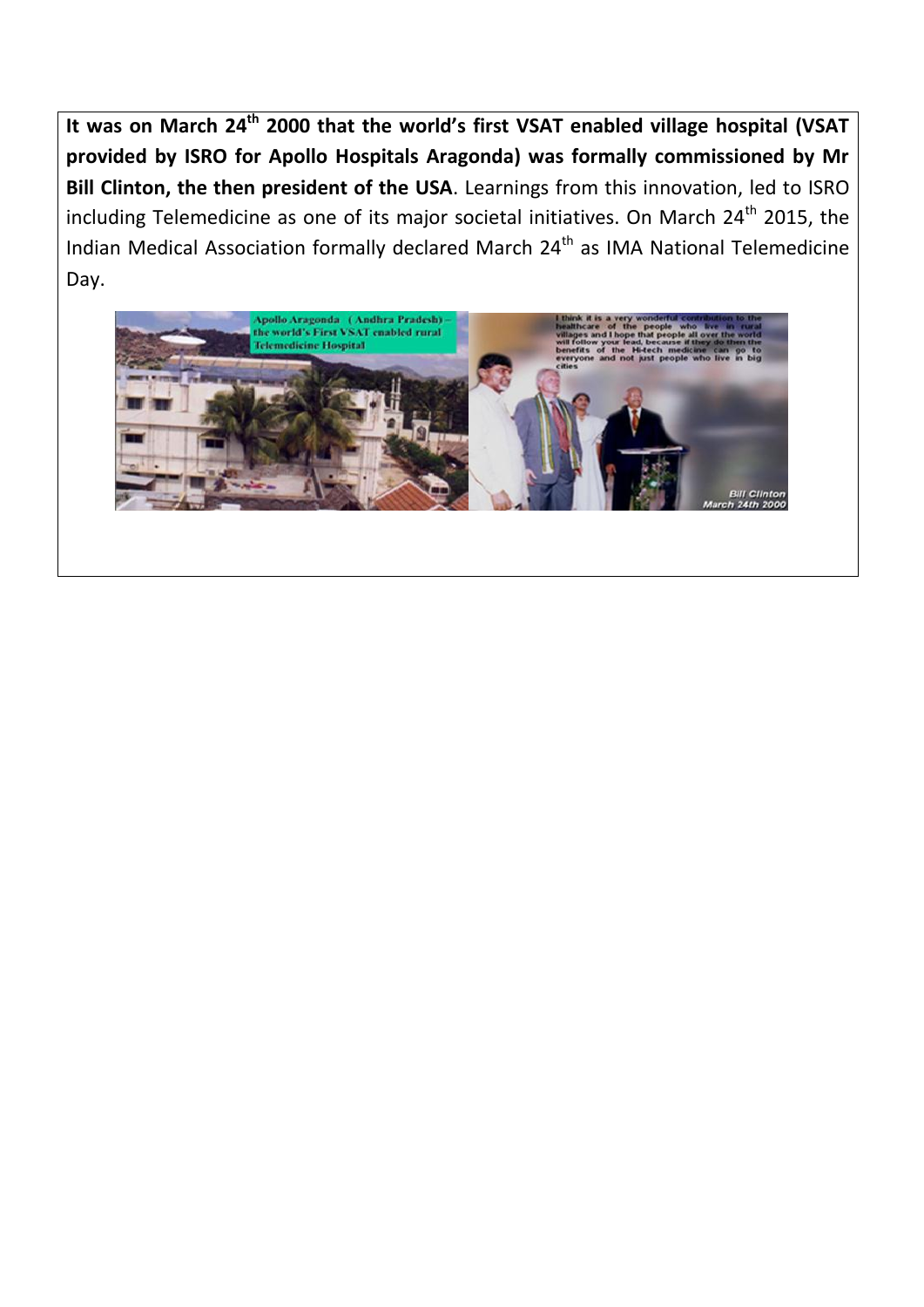**It was on March 24th 2000 that the world's first VSAT enabled village hospital (VSAT provided by ISRO for Apollo Hospitals Aragonda) was formally commissioned by Mr Bill Clinton, the then president of the USA**. Learnings from this innovation, led to ISRO including Telemedicine as one of its major societal initiatives. On March 24th 2015, the Indian Medical Association formally declared March 24th as IMA National Telemedicine Day.